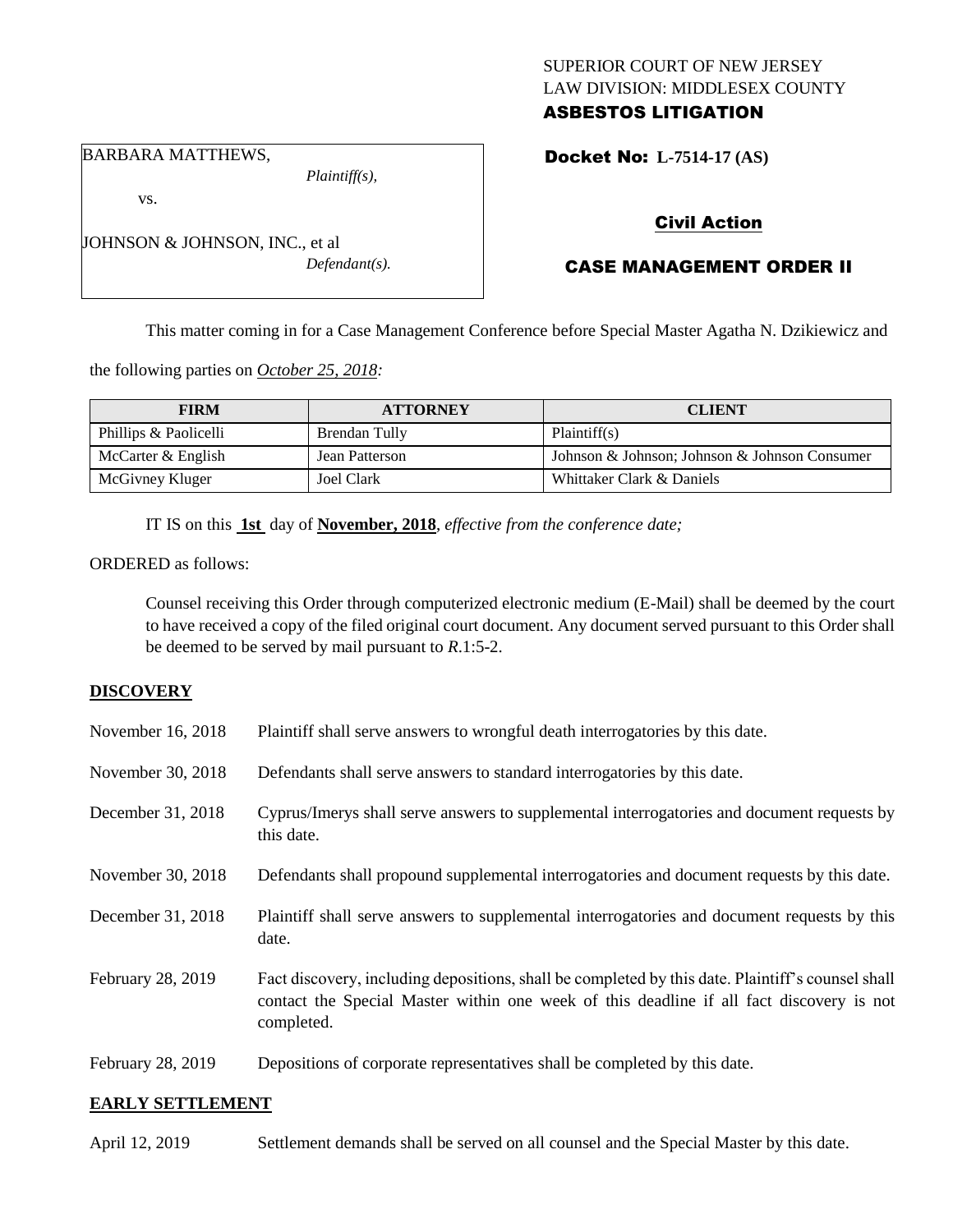SUPERIOR COURT OF NEW JERSEY
LAW DIVISION: MIDDLESEX COUNTY
**ASBESTOS LITIGATION**

BARBARA MATTHEWS,
*Plaintiff(s),*

vs.

JOHNSON & JOHNSON, INC., et al
*Defendant(s).*

**Docket No: L-7514-17 (AS)**

**Civil Action**

**CASE MANAGEMENT ORDER II**

This matter coming in for a Case Management Conference before Special Master Agatha N. Dzikiewicz and the following parties on *October 25, 2018:*

| FIRM | ATTORNEY | CLIENT |
|---|---|---|
| Phillips & Paolicelli | Brendan Tully | Plaintiff(s) |
| McCarter & English | Jean Patterson | Johnson & Johnson; Johnson & Johnson Consumer |
| McGivney Kluger | Joel Clark | Whittaker Clark & Daniels |

IT IS on this **1st** day of **November, 2018**, *effective from the conference date;*

ORDERED as follows:

Counsel receiving this Order through computerized electronic medium (E-Mail) shall be deemed by the court to have received a copy of the filed original court document. Any document served pursuant to this Order shall be deemed to be served by mail pursuant to *R*.1:5-2.

## DISCOVERY

| | |
|---|---|
| November 16, 2018 | Plaintiff shall serve answers to wrongful death interrogatories by this date. |
| November 30, 2018 | Defendants shall serve answers to standard interrogatories by this date. |
| December 31, 2018 | Cyprus/Imerys shall serve answers to supplemental interrogatories and document requests by this date. |
| November 30, 2018 | Defendants shall propound supplemental interrogatories and document requests by this date. |
| December 31, 2018 | Plaintiff shall serve answers to supplemental interrogatories and document requests by this date. |
| February 28, 2019 | Fact discovery, including depositions, shall be completed by this date. Plaintiff's counsel shall contact the Special Master within one week of this deadline if all fact discovery is not completed. |
| February 28, 2019 | Depositions of corporate representatives shall be completed by this date. |

## EARLY SETTLEMENT

| | |
|---|---|
| April 12, 2019 | Settlement demands shall be served on all counsel and the Special Master by this date. |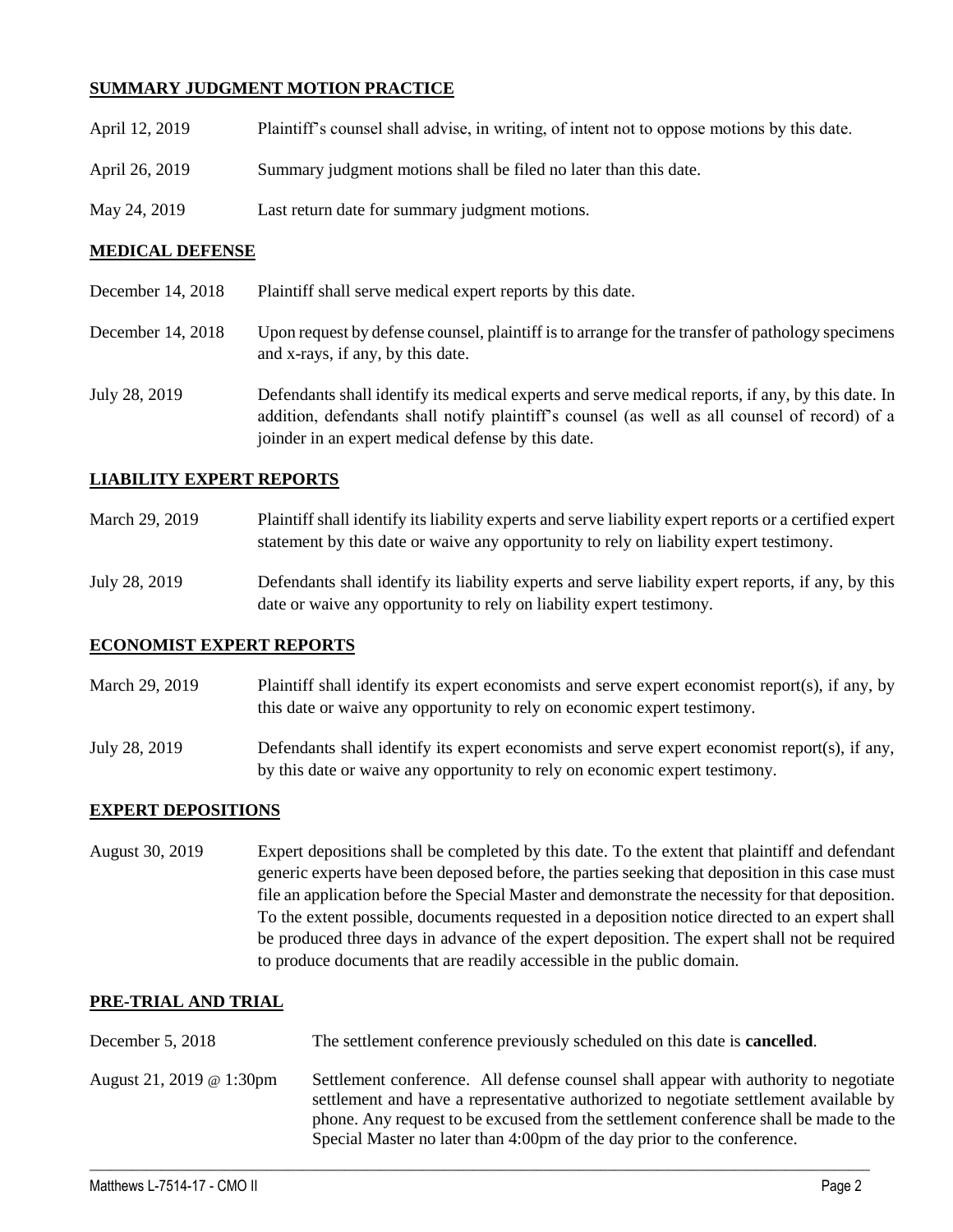## SUMMARY JUDGMENT MOTION PRACTICE

| | |
|---|---|
| April 12, 2019 | Plaintiff's counsel shall advise, in writing, of intent not to oppose motions by this date. |
| April 26, 2019 | Summary judgment motions shall be filed no later than this date. |
| May 24, 2019 | Last return date for summary judgment motions. |

## MEDICAL DEFENSE

| | |
|---|---|
| December 14, 2018 | Plaintiff shall serve medical expert reports by this date. |
| December 14, 2018 | Upon request by defense counsel, plaintiff is to arrange for the transfer of pathology specimens and x-rays, if any, by this date. |
| July 28, 2019 | Defendants shall identify its medical experts and serve medical reports, if any, by this date. In addition, defendants shall notify plaintiff's counsel (as well as all counsel of record) of a joinder in an expert medical defense by this date. |

## LIABILITY EXPERT REPORTS

| | |
|---|---|
| March 29, 2019 | Plaintiff shall identify its liability experts and serve liability expert reports or a certified expert statement by this date or waive any opportunity to rely on liability expert testimony. |
| July 28, 2019 | Defendants shall identify its liability experts and serve liability expert reports, if any, by this date or waive any opportunity to rely on liability expert testimony. |

## ECONOMIST EXPERT REPORTS

| | |
|---|---|
| March 29, 2019 | Plaintiff shall identify its expert economists and serve expert economist report(s), if any, by this date or waive any opportunity to rely on economic expert testimony. |
| July 28, 2019 | Defendants shall identify its expert economists and serve expert economist report(s), if any, by this date or waive any opportunity to rely on economic expert testimony. |

## EXPERT DEPOSITIONS

| | |
|---|---|
| August 30, 2019 | Expert depositions shall be completed by this date. To the extent that plaintiff and defendant generic experts have been deposed before, the parties seeking that deposition in this case must file an application before the Special Master and demonstrate the necessity for that deposition. To the extent possible, documents requested in a deposition notice directed to an expert shall be produced three days in advance of the expert deposition. The expert shall not be required to produce documents that are readily accessible in the public domain. |

## PRE-TRIAL AND TRIAL

| | |
|---|---|
| December 5, 2018 | The settlement conference previously scheduled on this date is **cancelled**. |
| August 21, 2019 @ 1:30pm | Settlement conference. All defense counsel shall appear with authority to negotiate settlement and have a representative authorized to negotiate settlement available by phone. Any request to be excused from the settlement conference shall be made to the Special Master no later than 4:00pm of the day prior to the conference. |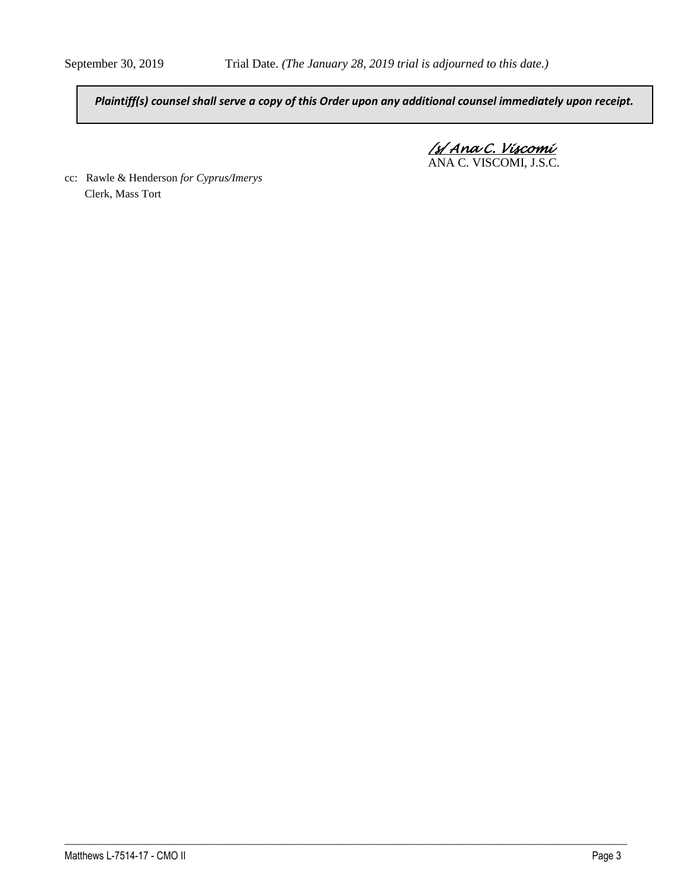September 30, 2019 Trial Date. *(The January 28, 2019 trial is adjourned to this date.)*

***Plaintiff(s) counsel shall serve a copy of this Order upon any additional counsel immediately upon receipt.***

/s/ Ana C. Viscomi
ANA C. VISCOMI, J.S.C.

cc: Rawle & Henderson *for Cyprus/Imerys*
Clerk, Mass Tort